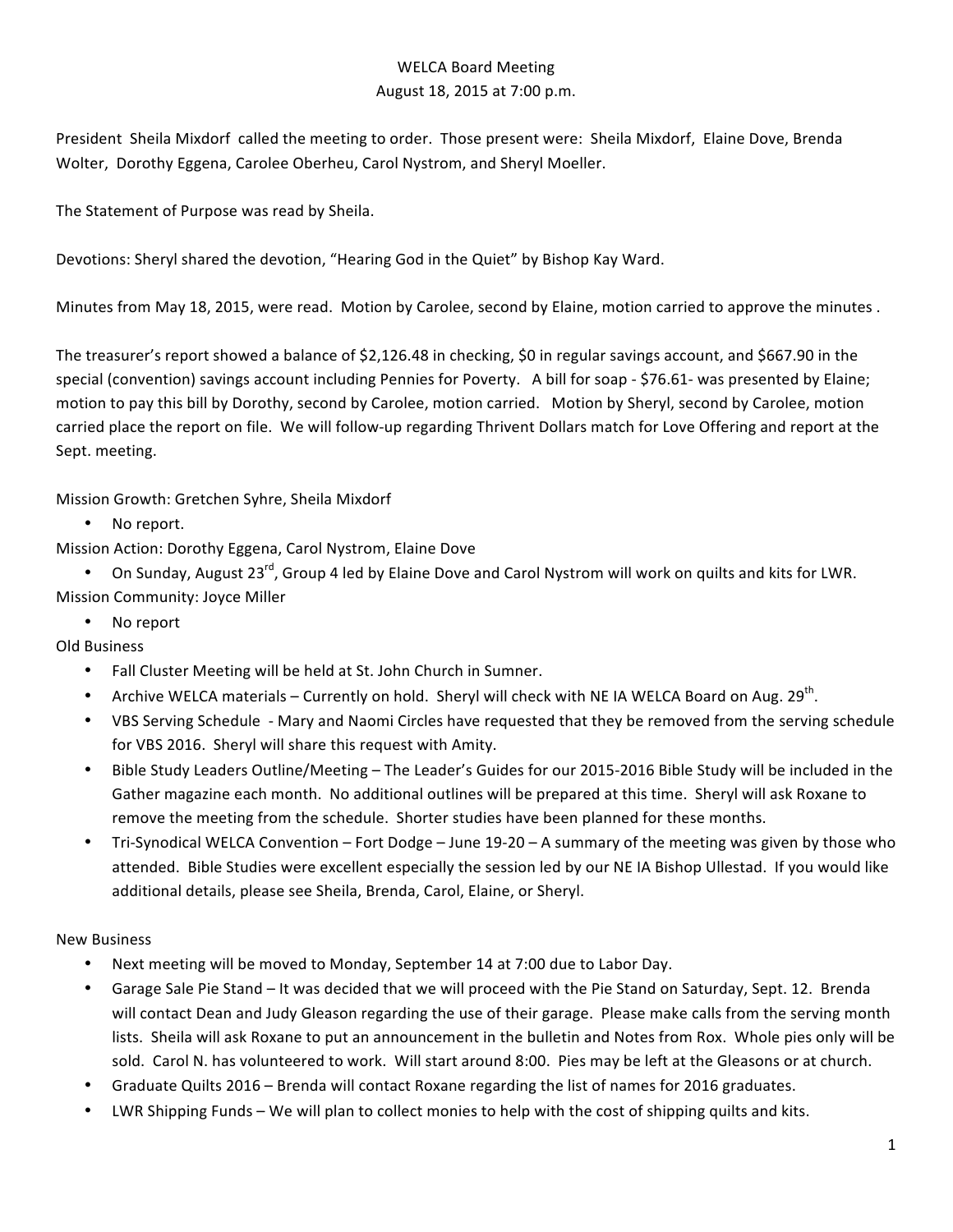# WELCA Board Meeting
## August 18, 2015 at 7:00 p.m.

President Sheila Mixdorf called the meeting to order. Those present were: Sheila Mixdorf, Elaine Dove, Brenda Wolter, Dorothy Eggena, Carolee Oberheu, Carol Nystrom, and Sheryl Moeller.

The Statement of Purpose was read by Sheila.

Devotions: Sheryl shared the devotion, "Hearing God in the Quiet" by Bishop Kay Ward.

Minutes from May 18, 2015, were read. Motion by Carolee, second by Elaine, motion carried to approve the minutes .

The treasurer's report showed a balance of $2,126.48 in checking, $0 in regular savings account, and $667.90 in the special (convention) savings account including Pennies for Poverty. A bill for soap - $76.61- was presented by Elaine; motion to pay this bill by Dorothy, second by Carolee, motion carried. Motion by Sheryl, second by Carolee, motion carried place the report on file. We will follow-up regarding Thrivent Dollars match for Love Offering and report at the Sept. meeting.

Mission Growth: Gretchen Syhre, Sheila Mixdorf

- No report.

Mission Action: Dorothy Eggena, Carol Nystrom, Elaine Dove

- On Sunday, August 23rd, Group 4 led by Elaine Dove and Carol Nystrom will work on quilts and kits for LWR.

Mission Community: Joyce Miller

- No report

Old Business

- Fall Cluster Meeting will be held at St. John Church in Sumner.
- Archive WELCA materials – Currently on hold. Sheryl will check with NE IA WELCA Board on Aug. 29th.
- VBS Serving Schedule - Mary and Naomi Circles have requested that they be removed from the serving schedule for VBS 2016. Sheryl will share this request with Amity.
- Bible Study Leaders Outline/Meeting – The Leader's Guides for our 2015-2016 Bible Study will be included in the Gather magazine each month. No additional outlines will be prepared at this time. Sheryl will ask Roxane to remove the meeting from the schedule. Shorter studies have been planned for these months.
- Tri-Synodical WELCA Convention – Fort Dodge – June 19-20 – A summary of the meeting was given by those who attended. Bible Studies were excellent especially the session led by our NE IA Bishop Ullestad. If you would like additional details, please see Sheila, Brenda, Carol, Elaine, or Sheryl.

New Business

- Next meeting will be moved to Monday, September 14 at 7:00 due to Labor Day.
- Garage Sale Pie Stand – It was decided that we will proceed with the Pie Stand on Saturday, Sept. 12. Brenda will contact Dean and Judy Gleason regarding the use of their garage. Please make calls from the serving month lists. Sheila will ask Roxane to put an announcement in the bulletin and Notes from Rox. Whole pies only will be sold. Carol N. has volunteered to work. Will start around 8:00. Pies may be left at the Gleasons or at church.
- Graduate Quilts 2016 – Brenda will contact Roxane regarding the list of names for 2016 graduates.
- LWR Shipping Funds – We will plan to collect monies to help with the cost of shipping quilts and kits.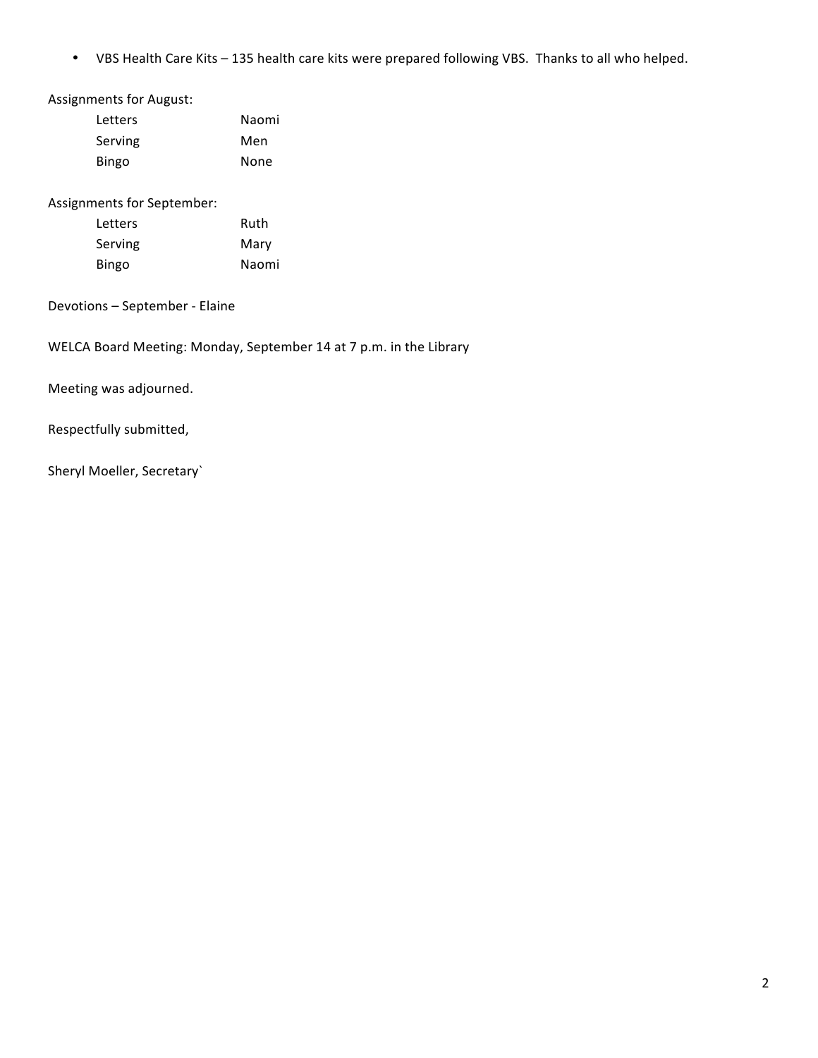- VBS Health Care Kits – 135 health care kits were prepared following VBS. Thanks to all who helped.

Assignments for August:

| | |
|---|---|
| Letters | Naomi |
| Serving | Men |
| Bingo | None |

Assignments for September:

| | |
|---|---|
| Letters | Ruth |
| Serving | Mary |
| Bingo | Naomi |

Devotions – September - Elaine

WELCA Board Meeting: Monday, September 14 at 7 p.m. in the Library

Meeting was adjourned.

Respectfully submitted,

Sheryl Moeller, Secretary`